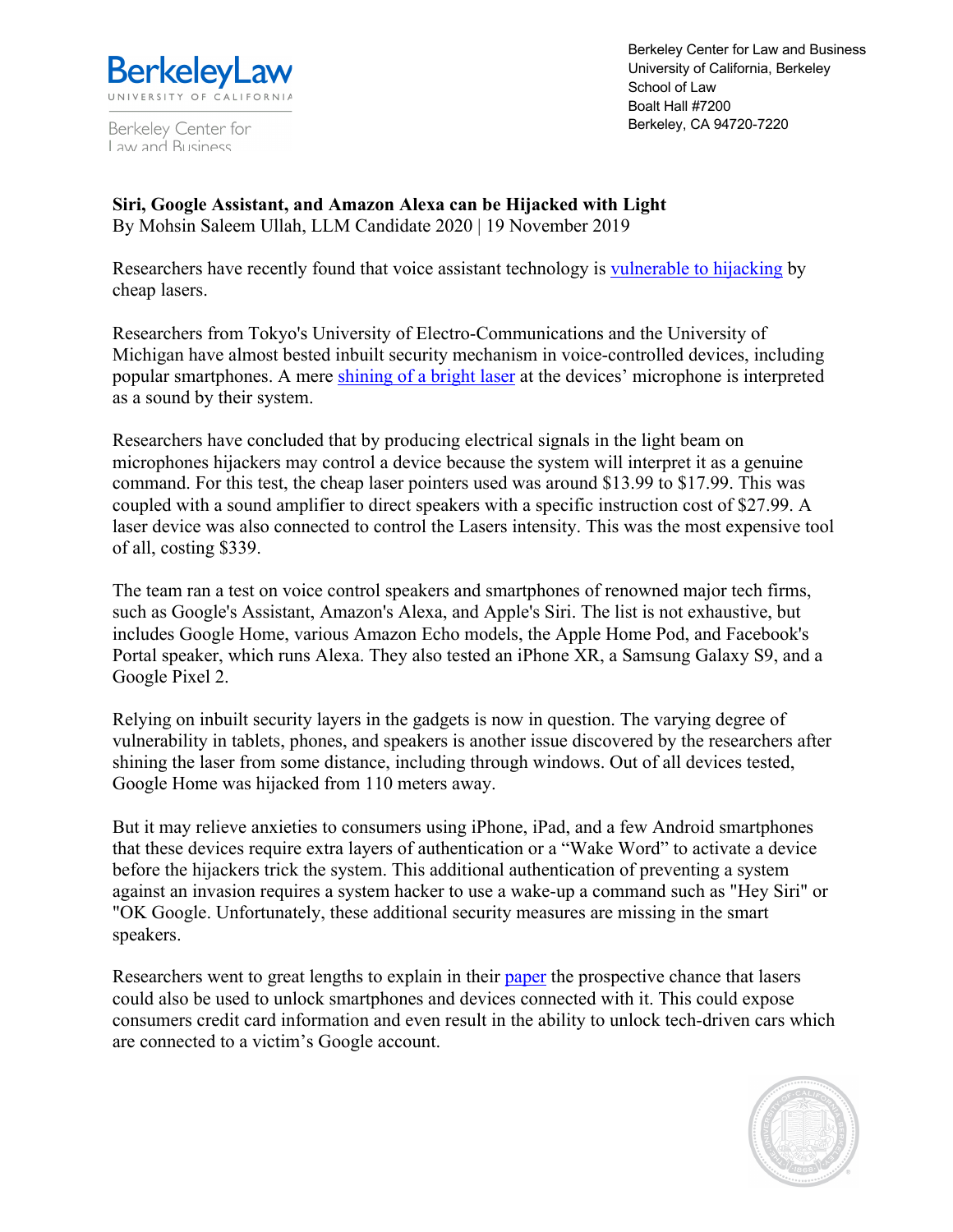BerkeleyLaw
UNIVERSITY OF CALIFORNIA

Berkeley Center for Law and Business

Berkeley Center for Law and Business
University of California, Berkeley
School of Law
Boalt Hall #7200
Berkeley, CA 94720-7220

**Siri, Google Assistant, and Amazon Alexa can be Hijacked with Light**
By Mohsin Saleem Ullah, LLM Candidate 2020 | 19 November 2019

Researchers have recently found that voice assistant technology is vulnerable to hijacking by cheap lasers.

Researchers from Tokyo's University of Electro-Communications and the University of Michigan have almost bested inbuilt security mechanism in voice-controlled devices, including popular smartphones. A mere shining of a bright laser at the devices' microphone is interpreted as a sound by their system.

Researchers have concluded that by producing electrical signals in the light beam on microphones hijackers may control a device because the system will interpret it as a genuine command. For this test, the cheap laser pointers used was around $13.99 to $17.99. This was coupled with a sound amplifier to direct speakers with a specific instruction cost of $27.99. A laser device was also connected to control the Lasers intensity. This was the most expensive tool of all, costing $339.

The team ran a test on voice control speakers and smartphones of renowned major tech firms, such as Google's Assistant, Amazon's Alexa, and Apple's Siri. The list is not exhaustive, but includes Google Home, various Amazon Echo models, the Apple Home Pod, and Facebook's Portal speaker, which runs Alexa. They also tested an iPhone XR, a Samsung Galaxy S9, and a Google Pixel 2.

Relying on inbuilt security layers in the gadgets is now in question. The varying degree of vulnerability in tablets, phones, and speakers is another issue discovered by the researchers after shining the laser from some distance, including through windows. Out of all devices tested, Google Home was hijacked from 110 meters away.

But it may relieve anxieties to consumers using iPhone, iPad, and a few Android smartphones that these devices require extra layers of authentication or a "Wake Word" to activate a device before the hijackers trick the system. This additional authentication of preventing a system against an invasion requires a system hacker to use a wake-up a command such as "Hey Siri" or "OK Google. Unfortunately, these additional security measures are missing in the smart speakers.

Researchers went to great lengths to explain in their paper the prospective chance that lasers could also be used to unlock smartphones and devices connected with it. This could expose consumers credit card information and even result in the ability to unlock tech-driven cars which are connected to a victim's Google account.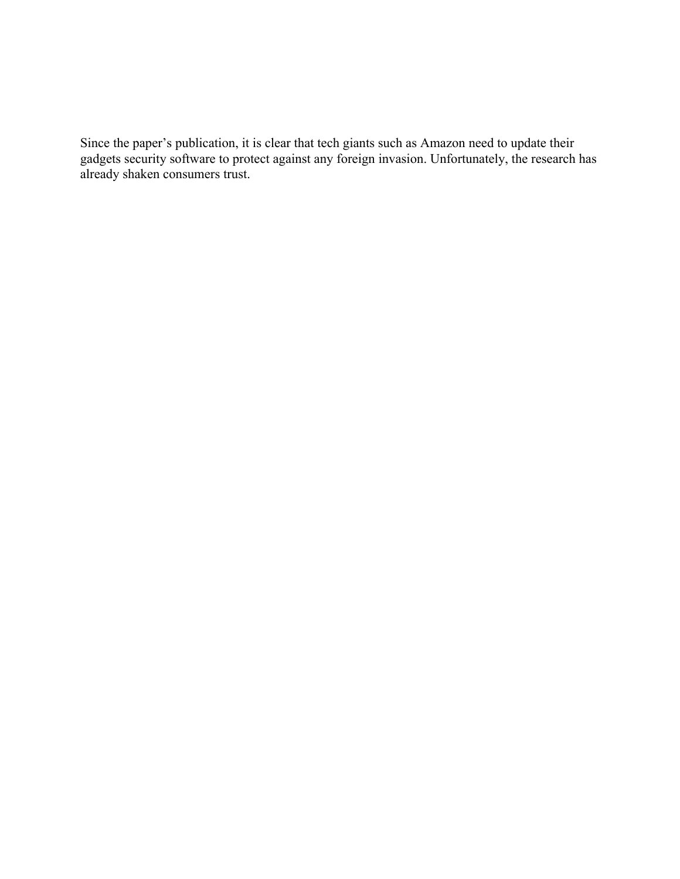Since the paper's publication, it is clear that tech giants such as Amazon need to update their gadgets security software to protect against any foreign invasion. Unfortunately, the research has already shaken consumers trust.